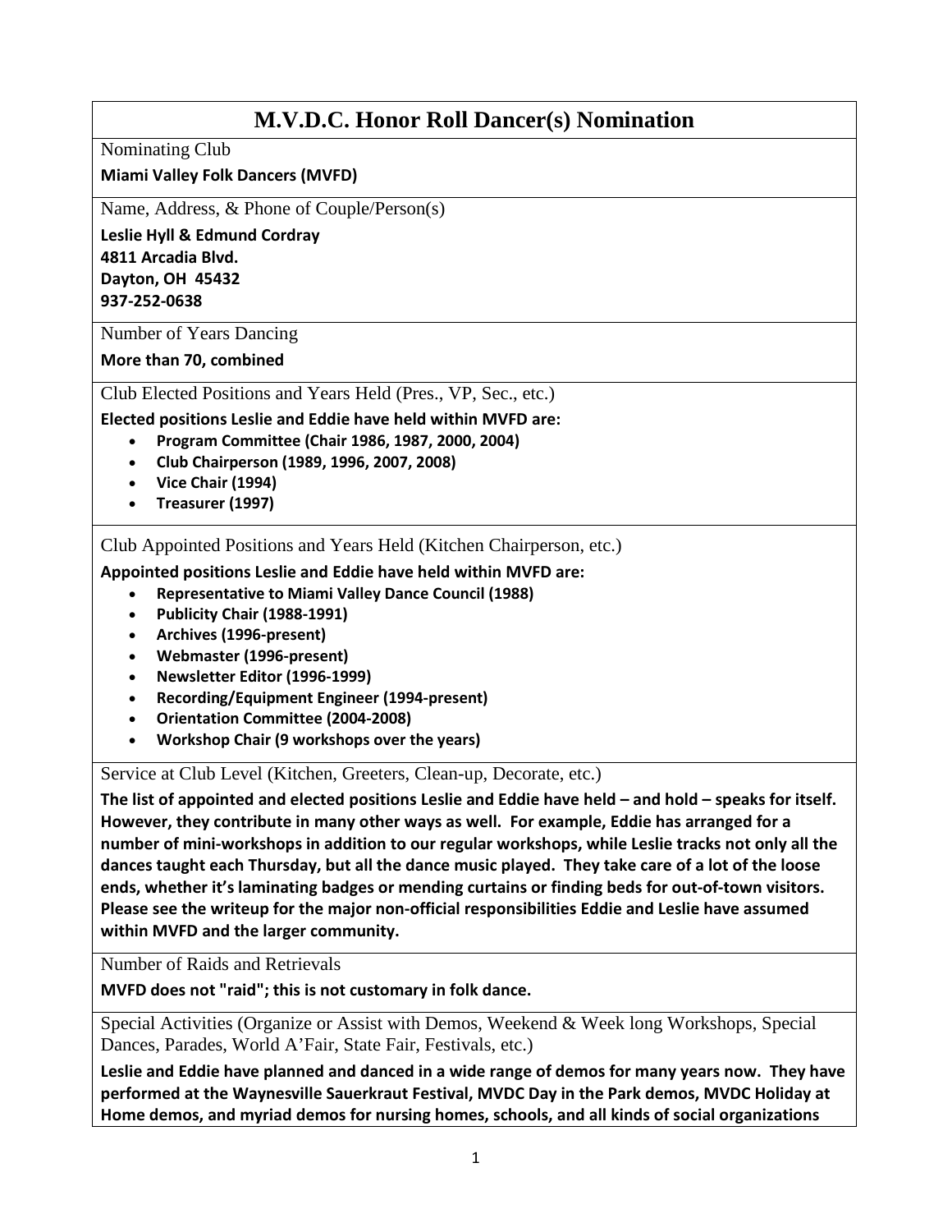# M.V.D.C. Honor Roll Dancer(s) Nomination

Nominating Club

**Miami Valley Folk Dancers (MVFD)**

Name, Address, & Phone of Couple/Person(s)

**Leslie Hyll & Edmund Cordray**
**4811 Arcadia Blvd.**
**Dayton, OH 45432**
**937-252-0638**

Number of Years Dancing

**More than 70, combined**

Club Elected Positions and Years Held (Pres., VP, Sec., etc.)

**Elected positions Leslie and Eddie have held within MVFD are:**

- **Program Committee (Chair 1986, 1987, 2000, 2004)**
- **Club Chairperson (1989, 1996, 2007, 2008)**
- **Vice Chair (1994)**
- **Treasurer (1997)**

Club Appointed Positions and Years Held (Kitchen Chairperson, etc.)

**Appointed positions Leslie and Eddie have held within MVFD are:**

- **Representative to Miami Valley Dance Council (1988)**
- **Publicity Chair (1988-1991)**
- **Archives (1996-present)**
- **Webmaster (1996-present)**
- **Newsletter Editor (1996-1999)**
- **Recording/Equipment Engineer (1994-present)**
- **Orientation Committee (2004-2008)**
- **Workshop Chair (9 workshops over the years)**

Service at Club Level (Kitchen, Greeters, Clean-up, Decorate, etc.)

**The list of appointed and elected positions Leslie and Eddie have held – and hold – speaks for itself. However, they contribute in many other ways as well. For example, Eddie has arranged for a number of mini-workshops in addition to our regular workshops, while Leslie tracks not only all the dances taught each Thursday, but all the dance music played. They take care of a lot of the loose ends, whether it's laminating badges or mending curtains or finding beds for out-of-town visitors. Please see the writeup for the major non-official responsibilities Eddie and Leslie have assumed within MVFD and the larger community.**

Number of Raids and Retrievals

**MVFD does not "raid"; this is not customary in folk dance.**

Special Activities (Organize or Assist with Demos, Weekend & Week long Workshops, Special Dances, Parades, World A'Fair, State Fair, Festivals, etc.)

**Leslie and Eddie have planned and danced in a wide range of demos for many years now. They have performed at the Waynesville Sauerkraut Festival, MVDC Day in the Park demos, MVDC Holiday at Home demos, and myriad demos for nursing homes, schools, and all kinds of social organizations**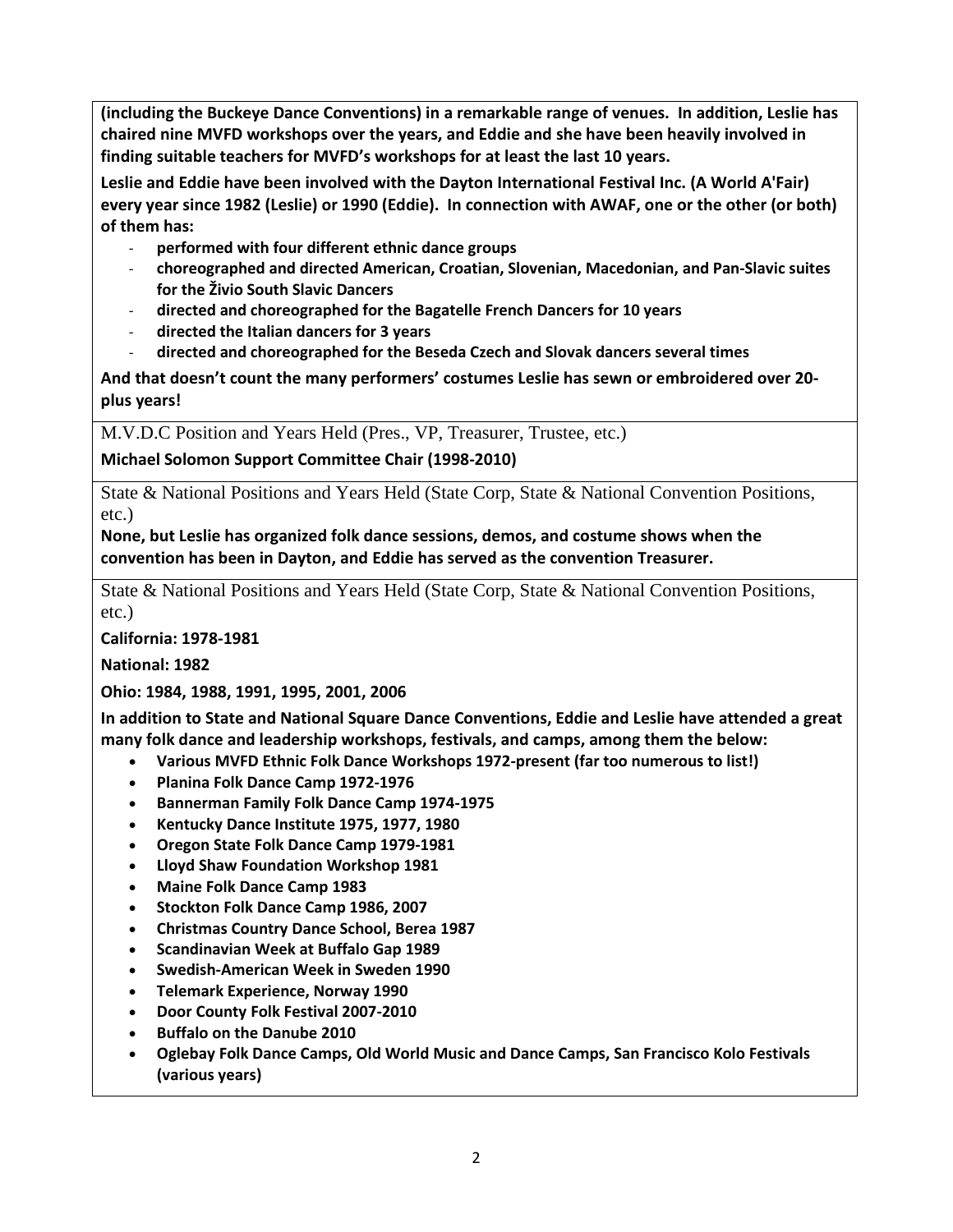**(including the Buckeye Dance Conventions) in a remarkable range of venues. In addition, Leslie has chaired nine MVFD workshops over the years, and Eddie and she have been heavily involved in finding suitable teachers for MVFD's workshops for at least the last 10 years.**

**Leslie and Eddie have been involved with the Dayton International Festival Inc. (A World A'Fair) every year since 1982 (Leslie) or 1990 (Eddie). In connection with AWAF, one or the other (or both) of them has:**

- **performed with four different ethnic dance groups**
- **choreographed and directed American, Croatian, Slovenian, Macedonian, and Pan-Slavic suites for the Živio South Slavic Dancers**
- **directed and choreographed for the Bagatelle French Dancers for 10 years**
- **directed the Italian dancers for 3 years**
- **directed and choreographed for the Beseda Czech and Slovak dancers several times**

**And that doesn't count the many performers' costumes Leslie has sewn or embroidered over 20-plus years!**

M.V.D.C Position and Years Held (Pres., VP, Treasurer, Trustee, etc.)

**Michael Solomon Support Committee Chair (1998-2010)**

State & National Positions and Years Held (State Corp, State & National Convention Positions, etc.)

**None, but Leslie has organized folk dance sessions, demos, and costume shows when the convention has been in Dayton, and Eddie has served as the convention Treasurer.**

State & National Positions and Years Held (State Corp, State & National Convention Positions, etc.)

**California: 1978-1981**

**National: 1982**

**Ohio: 1984, 1988, 1991, 1995, 2001, 2006**

**In addition to State and National Square Dance Conventions, Eddie and Leslie have attended a great many folk dance and leadership workshops, festivals, and camps, among them the below:**

- **Various MVFD Ethnic Folk Dance Workshops 1972-present (far too numerous to list!)**
- **Planina Folk Dance Camp 1972-1976**
- **Bannerman Family Folk Dance Camp 1974-1975**
- **Kentucky Dance Institute 1975, 1977, 1980**
- **Oregon State Folk Dance Camp 1979-1981**
- **Lloyd Shaw Foundation Workshop 1981**
- **Maine Folk Dance Camp 1983**
- **Stockton Folk Dance Camp 1986, 2007**
- **Christmas Country Dance School, Berea 1987**
- **Scandinavian Week at Buffalo Gap 1989**
- **Swedish-American Week in Sweden 1990**
- **Telemark Experience, Norway 1990**
- **Door County Folk Festival 2007-2010**
- **Buffalo on the Danube 2010**
- **Oglebay Folk Dance Camps, Old World Music and Dance Camps, San Francisco Kolo Festivals (various years)**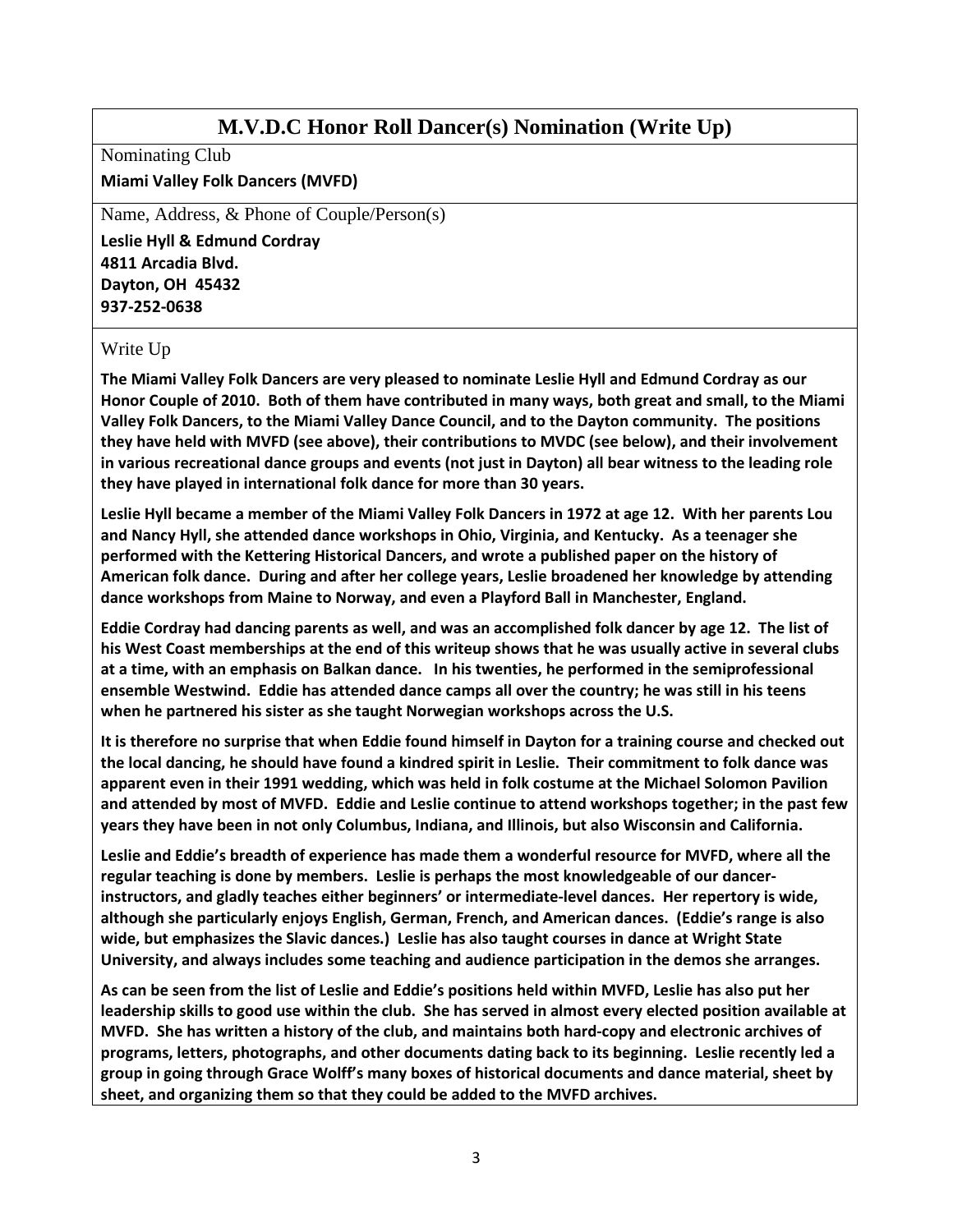# M.V.D.C Honor Roll Dancer(s) Nomination (Write Up)

Nominating Club

**Miami Valley Folk Dancers (MVFD)**

Name, Address, & Phone of Couple/Person(s)

**Leslie Hyll & Edmund Cordray**
**4811 Arcadia Blvd.**
**Dayton, OH 45432**
**937-252-0638**

Write Up

**The Miami Valley Folk Dancers are very pleased to nominate Leslie Hyll and Edmund Cordray as our Honor Couple of 2010. Both of them have contributed in many ways, both great and small, to the Miami Valley Folk Dancers, to the Miami Valley Dance Council, and to the Dayton community. The positions they have held with MVFD (see above), their contributions to MVDC (see below), and their involvement in various recreational dance groups and events (not just in Dayton) all bear witness to the leading role they have played in international folk dance for more than 30 years.**

**Leslie Hyll became a member of the Miami Valley Folk Dancers in 1972 at age 12. With her parents Lou and Nancy Hyll, she attended dance workshops in Ohio, Virginia, and Kentucky. As a teenager she performed with the Kettering Historical Dancers, and wrote a published paper on the history of American folk dance. During and after her college years, Leslie broadened her knowledge by attending dance workshops from Maine to Norway, and even a Playford Ball in Manchester, England.**

**Eddie Cordray had dancing parents as well, and was an accomplished folk dancer by age 12. The list of his West Coast memberships at the end of this writeup shows that he was usually active in several clubs at a time, with an emphasis on Balkan dance. In his twenties, he performed in the semiprofessional ensemble Westwind. Eddie has attended dance camps all over the country; he was still in his teens when he partnered his sister as she taught Norwegian workshops across the U.S.**

**It is therefore no surprise that when Eddie found himself in Dayton for a training course and checked out the local dancing, he should have found a kindred spirit in Leslie. Their commitment to folk dance was apparent even in their 1991 wedding, which was held in folk costume at the Michael Solomon Pavilion and attended by most of MVFD. Eddie and Leslie continue to attend workshops together; in the past few years they have been in not only Columbus, Indiana, and Illinois, but also Wisconsin and California.**

**Leslie and Eddie's breadth of experience has made them a wonderful resource for MVFD, where all the regular teaching is done by members. Leslie is perhaps the most knowledgeable of our dancer-instructors, and gladly teaches either beginners' or intermediate-level dances. Her repertory is wide, although she particularly enjoys English, German, French, and American dances. (Eddie's range is also wide, but emphasizes the Slavic dances.) Leslie has also taught courses in dance at Wright State University, and always includes some teaching and audience participation in the demos she arranges.**

**As can be seen from the list of Leslie and Eddie's positions held within MVFD, Leslie has also put her leadership skills to good use within the club. She has served in almost every elected position available at MVFD. She has written a history of the club, and maintains both hard-copy and electronic archives of programs, letters, photographs, and other documents dating back to its beginning. Leslie recently led a group in going through Grace Wolff's many boxes of historical documents and dance material, sheet by sheet, and organizing them so that they could be added to the MVFD archives.**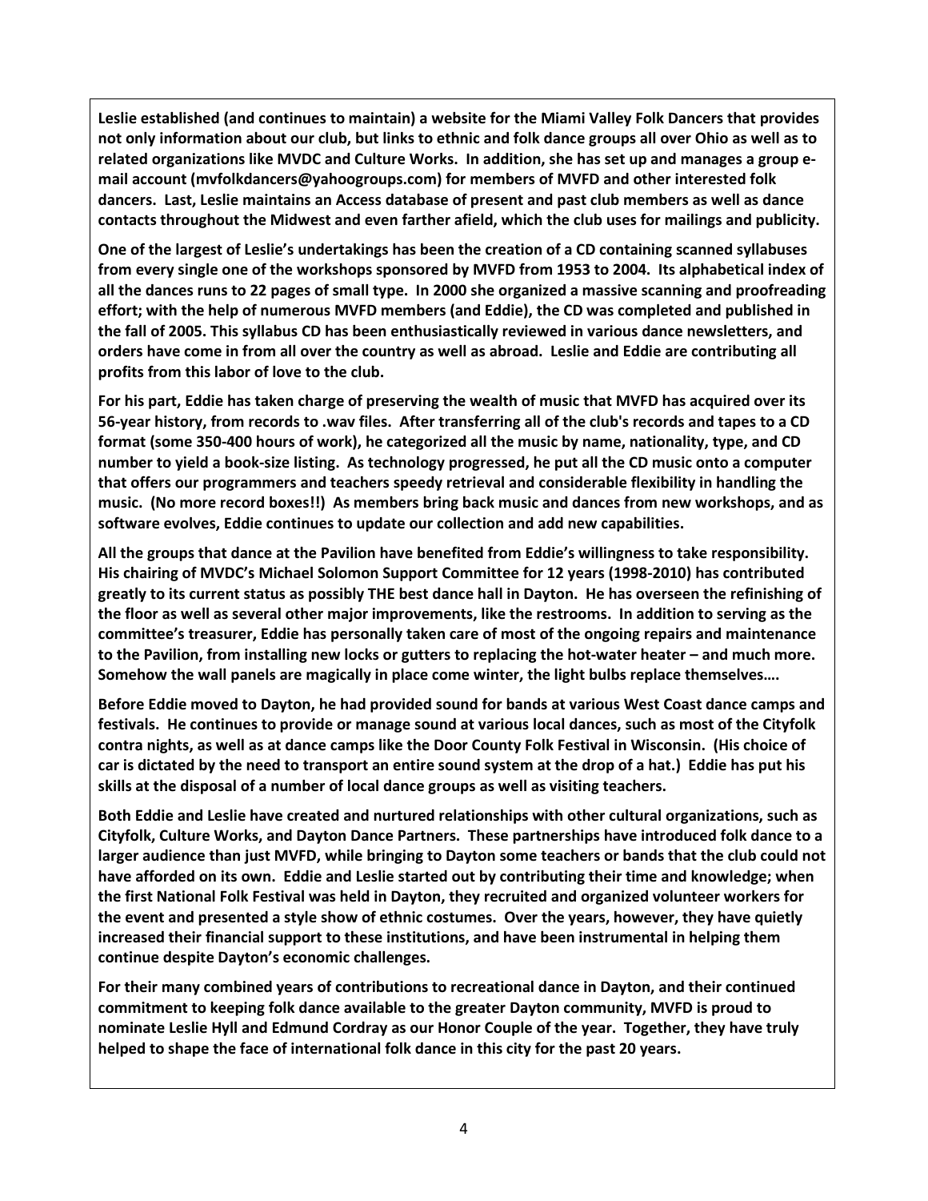**Leslie established (and continues to maintain) a website for the Miami Valley Folk Dancers that provides not only information about our club, but links to ethnic and folk dance groups all over Ohio as well as to related organizations like MVDC and Culture Works. In addition, she has set up and manages a group e-mail account (mvfolkdancers@yahoogroups.com) for members of MVFD and other interested folk dancers. Last, Leslie maintains an Access database of present and past club members as well as dance contacts throughout the Midwest and even farther afield, which the club uses for mailings and publicity.**

**One of the largest of Leslie's undertakings has been the creation of a CD containing scanned syllabuses from every single one of the workshops sponsored by MVFD from 1953 to 2004. Its alphabetical index of all the dances runs to 22 pages of small type. In 2000 she organized a massive scanning and proofreading effort; with the help of numerous MVFD members (and Eddie), the CD was completed and published in the fall of 2005. This syllabus CD has been enthusiastically reviewed in various dance newsletters, and orders have come in from all over the country as well as abroad. Leslie and Eddie are contributing all profits from this labor of love to the club.**

**For his part, Eddie has taken charge of preserving the wealth of music that MVFD has acquired over its 56-year history, from records to .wav files. After transferring all of the club's records and tapes to a CD format (some 350-400 hours of work), he categorized all the music by name, nationality, type, and CD number to yield a book-size listing. As technology progressed, he put all the CD music onto a computer that offers our programmers and teachers speedy retrieval and considerable flexibility in handling the music. (No more record boxes!!) As members bring back music and dances from new workshops, and as software evolves, Eddie continues to update our collection and add new capabilities.**

**All the groups that dance at the Pavilion have benefited from Eddie's willingness to take responsibility. His chairing of MVDC's Michael Solomon Support Committee for 12 years (1998-2010) has contributed greatly to its current status as possibly THE best dance hall in Dayton. He has overseen the refinishing of the floor as well as several other major improvements, like the restrooms. In addition to serving as the committee's treasurer, Eddie has personally taken care of most of the ongoing repairs and maintenance to the Pavilion, from installing new locks or gutters to replacing the hot-water heater – and much more. Somehow the wall panels are magically in place come winter, the light bulbs replace themselves….**

**Before Eddie moved to Dayton, he had provided sound for bands at various West Coast dance camps and festivals. He continues to provide or manage sound at various local dances, such as most of the Cityfolk contra nights, as well as at dance camps like the Door County Folk Festival in Wisconsin. (His choice of car is dictated by the need to transport an entire sound system at the drop of a hat.) Eddie has put his skills at the disposal of a number of local dance groups as well as visiting teachers.**

**Both Eddie and Leslie have created and nurtured relationships with other cultural organizations, such as Cityfolk, Culture Works, and Dayton Dance Partners. These partnerships have introduced folk dance to a larger audience than just MVFD, while bringing to Dayton some teachers or bands that the club could not have afforded on its own. Eddie and Leslie started out by contributing their time and knowledge; when the first National Folk Festival was held in Dayton, they recruited and organized volunteer workers for the event and presented a style show of ethnic costumes. Over the years, however, they have quietly increased their financial support to these institutions, and have been instrumental in helping them continue despite Dayton's economic challenges.**

**For their many combined years of contributions to recreational dance in Dayton, and their continued commitment to keeping folk dance available to the greater Dayton community, MVFD is proud to nominate Leslie Hyll and Edmund Cordray as our Honor Couple of the year. Together, they have truly helped to shape the face of international folk dance in this city for the past 20 years.**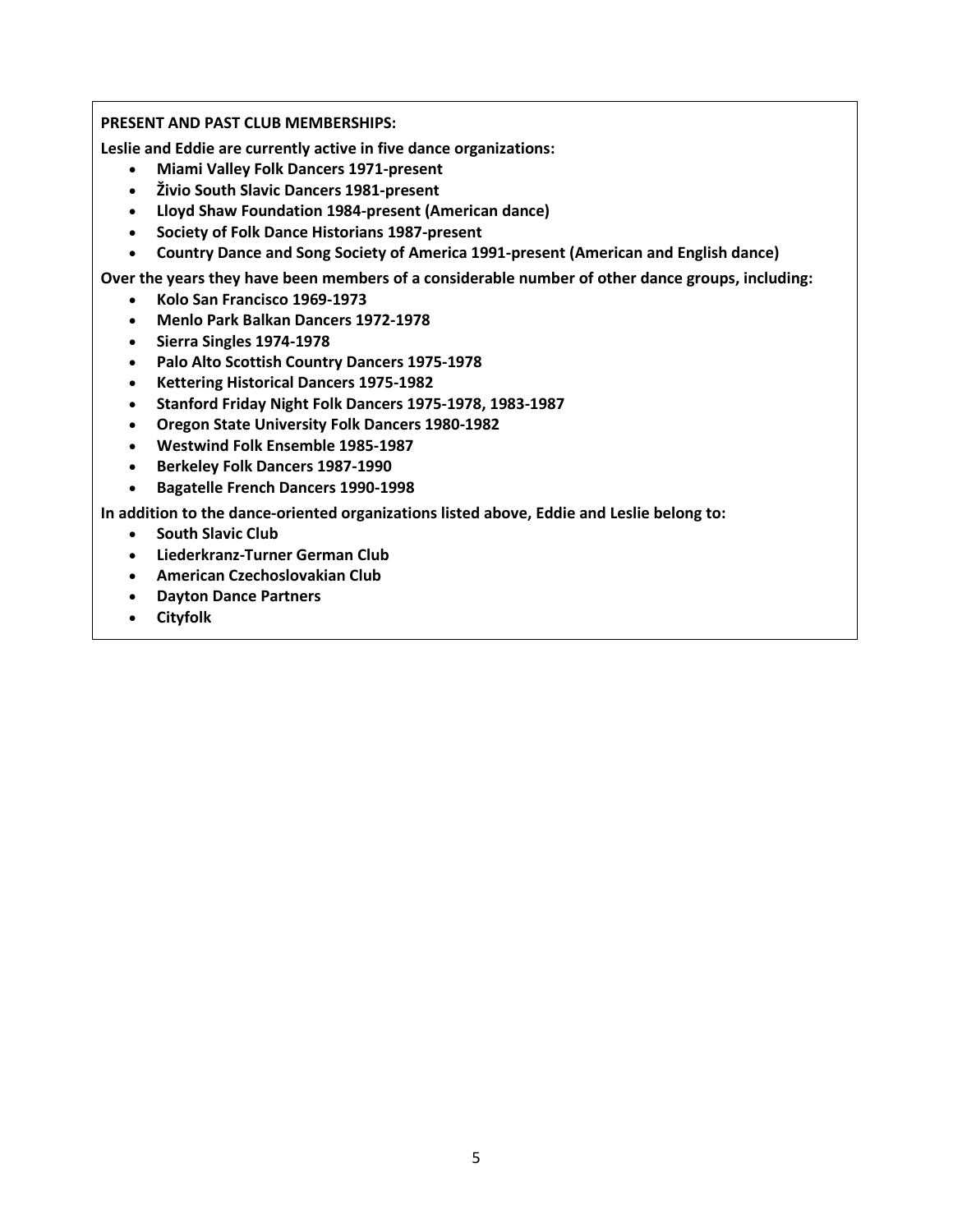**PRESENT AND PAST CLUB MEMBERSHIPS:**

**Leslie and Eddie are currently active in five dance organizations:**

- **Miami Valley Folk Dancers 1971-present**
- **Živio South Slavic Dancers 1981-present**
- **Lloyd Shaw Foundation 1984-present (American dance)**
- **Society of Folk Dance Historians 1987-present**
- **Country Dance and Song Society of America 1991-present (American and English dance)**

**Over the years they have been members of a considerable number of other dance groups, including:**

- **Kolo San Francisco 1969-1973**
- **Menlo Park Balkan Dancers 1972-1978**
- **Sierra Singles 1974-1978**
- **Palo Alto Scottish Country Dancers 1975-1978**
- **Kettering Historical Dancers 1975-1982**
- **Stanford Friday Night Folk Dancers 1975-1978, 1983-1987**
- **Oregon State University Folk Dancers 1980-1982**
- **Westwind Folk Ensemble 1985-1987**
- **Berkeley Folk Dancers 1987-1990**
- **Bagatelle French Dancers 1990-1998**

**In addition to the dance-oriented organizations listed above, Eddie and Leslie belong to:**

- **South Slavic Club**
- **Liederkranz-Turner German Club**
- **American Czechoslovakian Club**
- **Dayton Dance Partners**
- **Cityfolk**